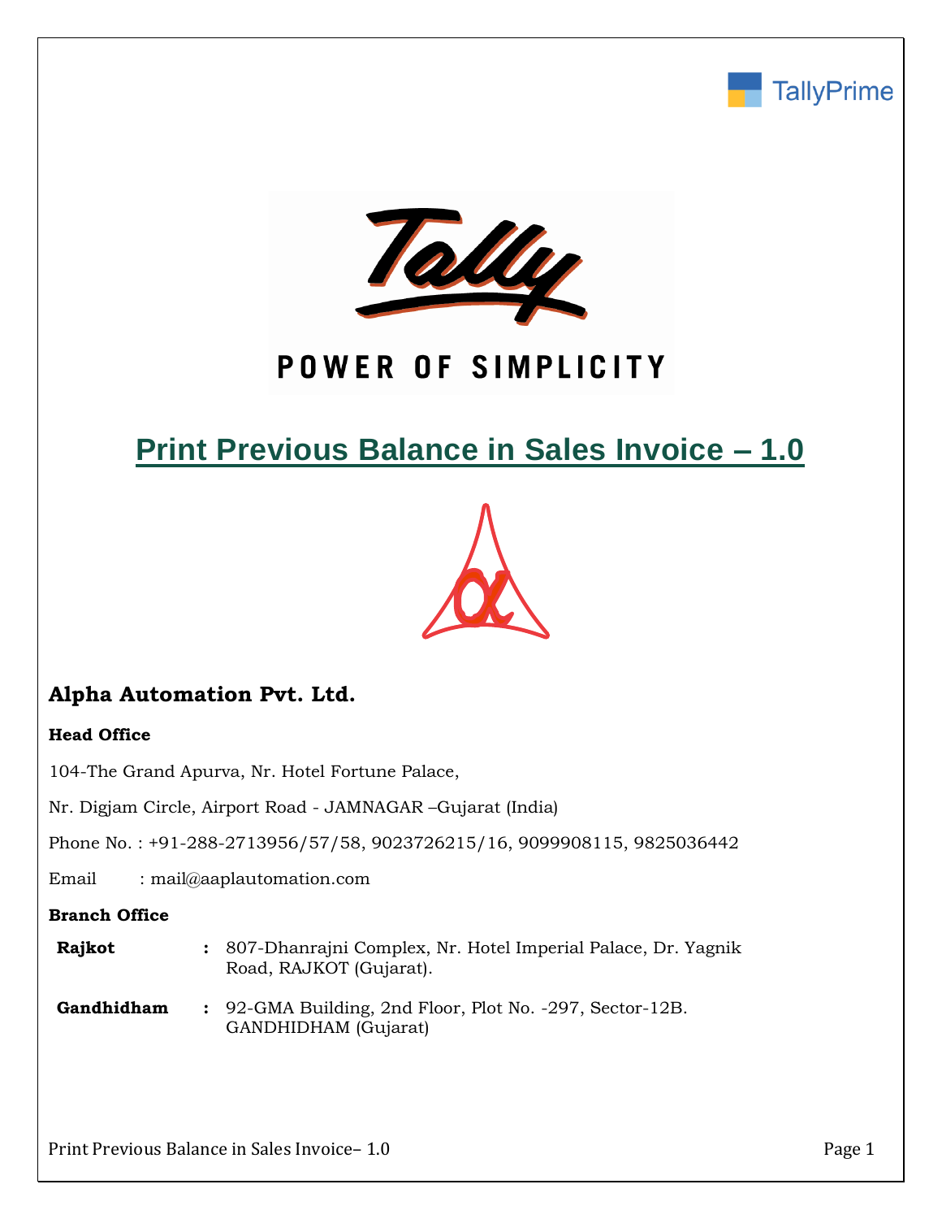TallyPrime

POWER OF SIMPLICITY

# Print Previous Balance in Sales Invoice – 1.0

## Alpha Automation Pvt. Ltd.

**Head Office**

104-The Grand Apurva, Nr. Hotel Fortune Palace,

Nr. Digjam Circle, Airport Road - JAMNAGAR –Gujarat (India)

Phone No. : +91-288-2713956/57/58, 9023726215/16, 9099908115, 9825036442

Email : mail@aaplautomation.com

**Branch Office**

| | | |
|---|---|---|
| **Rajkot** | **:** | 807-Dhanrajni Complex, Nr. Hotel Imperial Palace, Dr. Yagnik Road, RAJKOT (Gujarat). |
| **Gandhidham** | **:** | 92-GMA Building, 2nd Floor, Plot No. -297, Sector-12B. GANDHIDHAM (Gujarat) |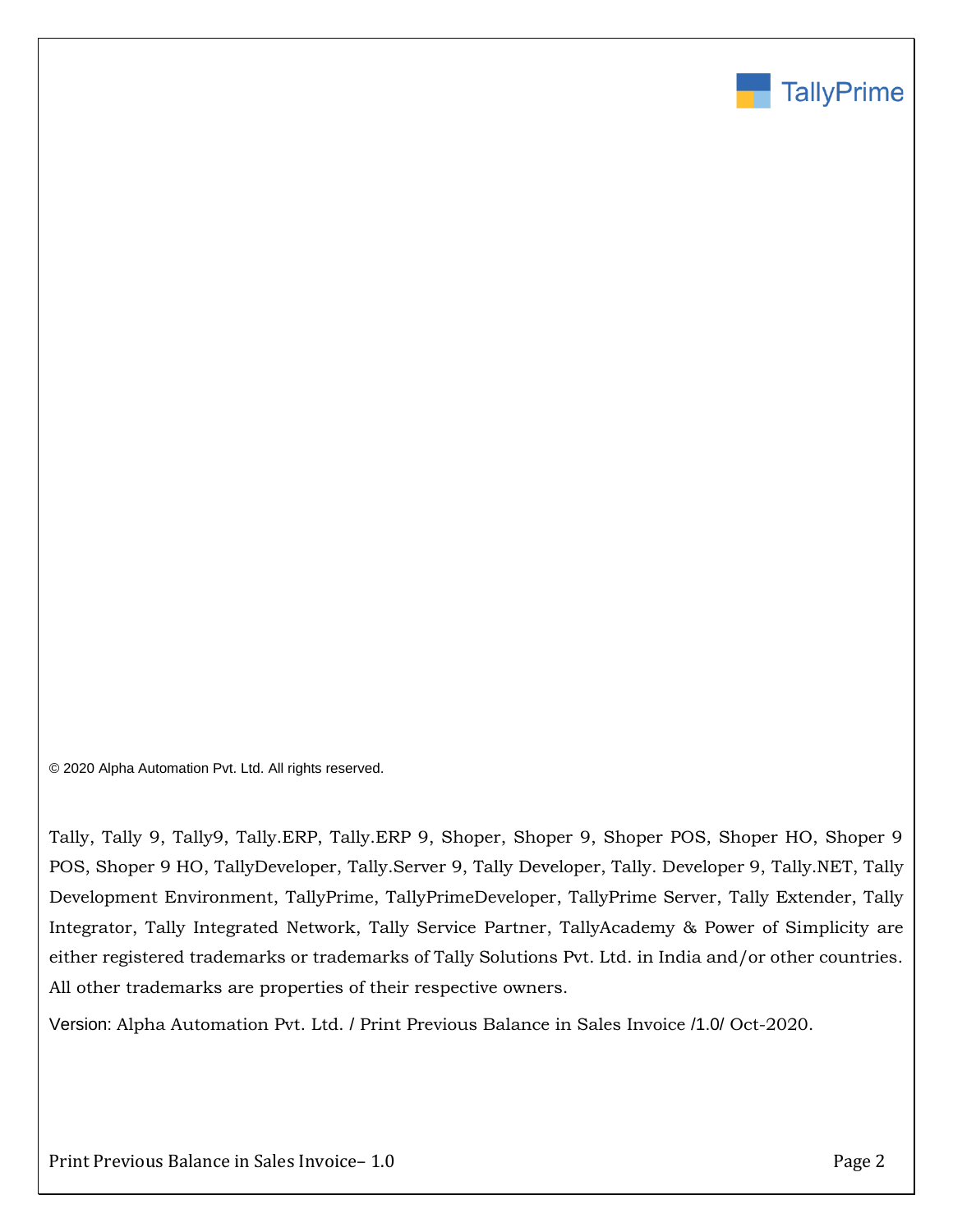© 2020 Alpha Automation Pvt. Ltd. All rights reserved.

Tally, Tally 9, Tally9, Tally.ERP, Tally.ERP 9, Shoper, Shoper 9, Shoper POS, Shoper HO, Shoper 9 POS, Shoper 9 HO, TallyDeveloper, Tally.Server 9, Tally Developer, Tally. Developer 9, Tally.NET, Tally Development Environment, TallyPrime, TallyPrimeDeveloper, TallyPrime Server, Tally Extender, Tally Integrator, Tally Integrated Network, Tally Service Partner, TallyAcademy & Power of Simplicity are either registered trademarks or trademarks of Tally Solutions Pvt. Ltd. in India and/or other countries. All other trademarks are properties of their respective owners.

Version: Alpha Automation Pvt. Ltd. / Print Previous Balance in Sales Invoice /1.0/ Oct-2020.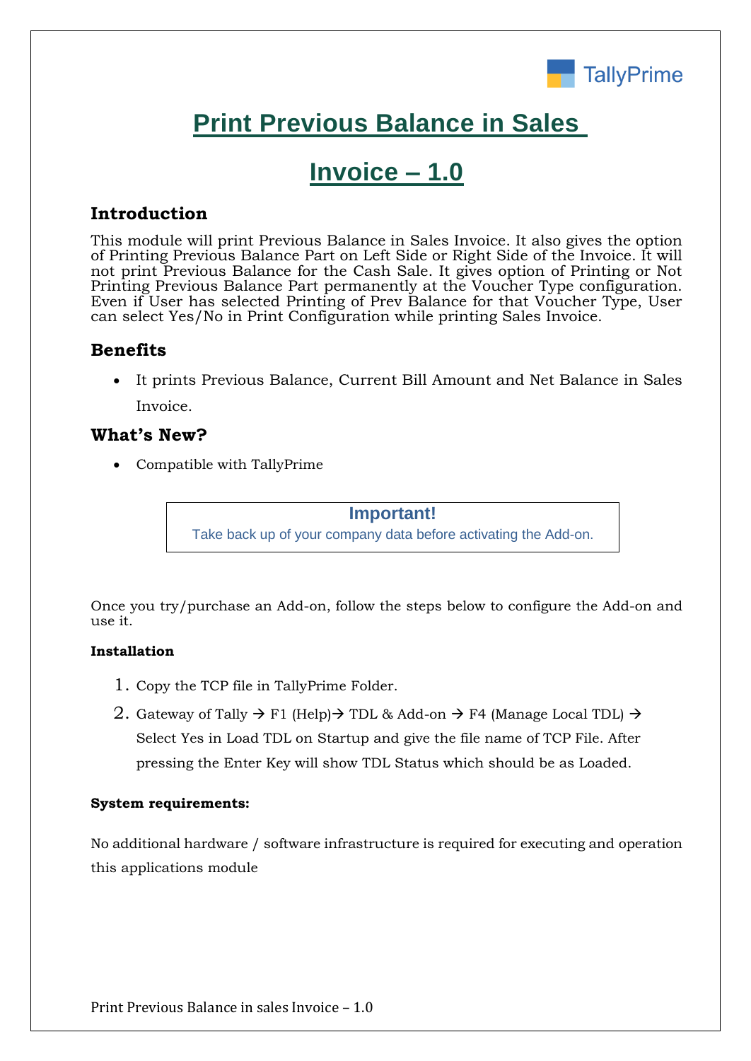# Print Previous Balance in Sales Invoice – 1.0

## Introduction

This module will print Previous Balance in Sales Invoice. It also gives the option of Printing Previous Balance Part on Left Side or Right Side of the Invoice. It will not print Previous Balance for the Cash Sale. It gives option of Printing or Not Printing Previous Balance Part permanently at the Voucher Type configuration. Even if User has selected Printing of Prev Balance for that Voucher Type, User can select Yes/No in Print Configuration while printing Sales Invoice.

## Benefits

- It prints Previous Balance, Current Bill Amount and Net Balance in Sales Invoice.

## What's New?

- Compatible with TallyPrime

**Important!**
Take back up of your company data before activating the Add-on.

Once you try/purchase an Add-on, follow the steps below to configure the Add-on and use it.

**Installation**

1. Copy the TCP file in TallyPrime Folder.
2. Gateway of Tally → F1 (Help)→ TDL & Add-on → F4 (Manage Local TDL) → Select Yes in Load TDL on Startup and give the file name of TCP File. After pressing the Enter Key will show TDL Status which should be as Loaded.

**System requirements:**

No additional hardware / software infrastructure is required for executing and operation this applications module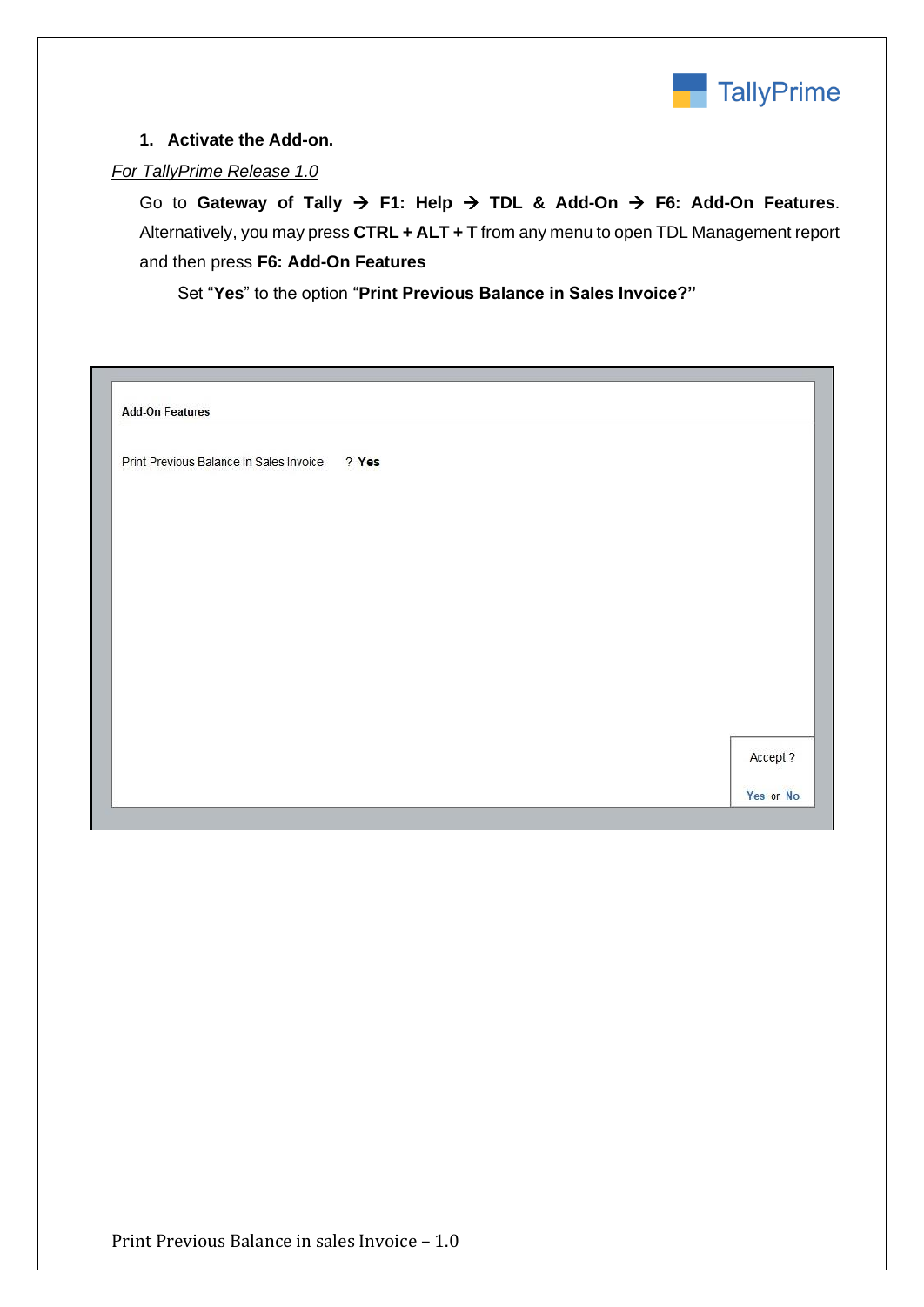1. **Activate the Add-on.**

*For TallyPrime Release 1.0*

Go to **Gateway of Tally → F1: Help → TDL & Add-On → F6: Add-On Features**. Alternatively, you may press **CTRL + ALT + T** from any menu to open TDL Management report and then press **F6: Add-On Features**

Set "**Yes**" to the option "**Print Previous Balance in Sales Invoice?"**

Add-On Features

Print Previous Balance In Sales Invoice ? **Yes**

Accept ?

Yes or No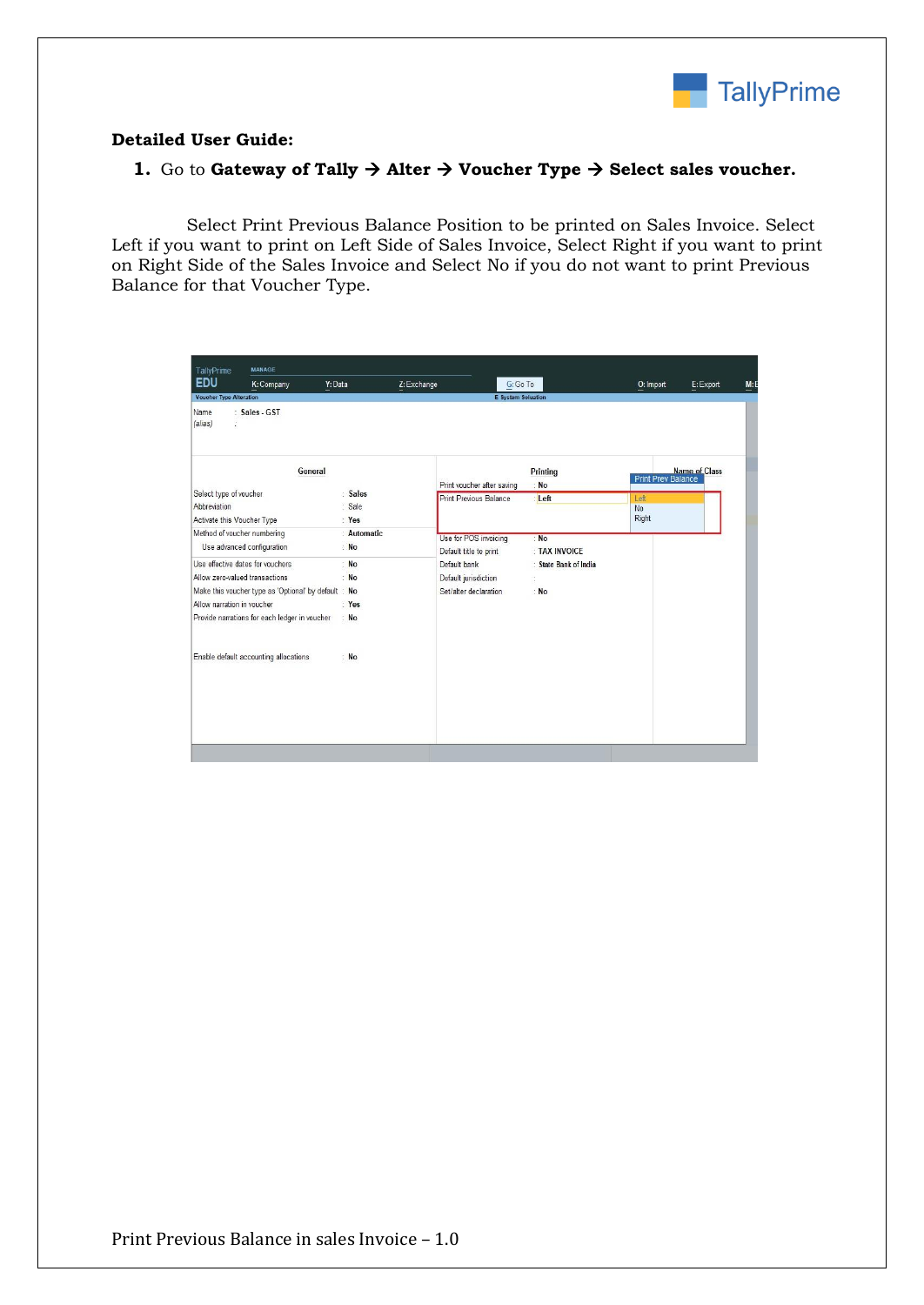**Detailed User Guide:**

1. Go to **Gateway of Tally → Alter → Voucher Type → Select sales voucher.**

Select Print Previous Balance Position to be printed on Sales Invoice. Select Left if you want to print on Left Side of Sales Invoice, Select Right if you want to print on Right Side of the Sales Invoice and Select No if you do not want to print Previous Balance for that Voucher Type.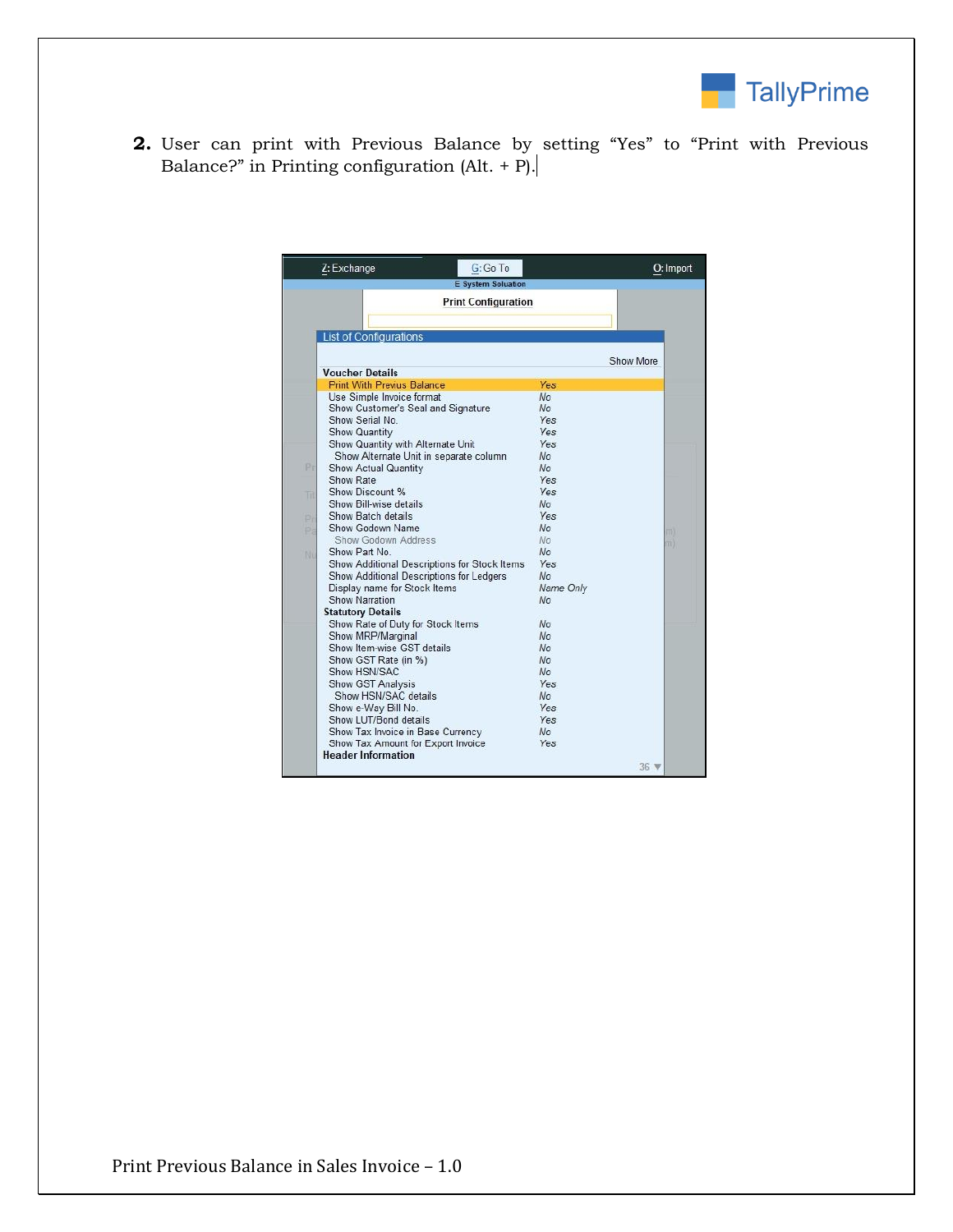2. User can print with Previous Balance by setting "Yes" to "Print with Previous Balance?" in Printing configuration (Alt. + P).

Z: Exchange | G: Go To | O: Import

E System Soluation

Print Configuration

List of Configurations

Show More

| Configuration | Value |
|---|---|
| **Voucher Details** | |
| Print With Previus Balance | Yes |
| Use Simple Invoice format | No |
| Show Customer's Seal and Signature | No |
| Show Serial No. | Yes |
| Show Quantity | Yes |
| Show Quantity with Alternate Unit | Yes |
| Show Alternate Unit in separate column | No |
| Show Actual Quantity | No |
| Show Rate | Yes |
| Show Discount % | Yes |
| Show Bill-wise details | No |
| Show Batch details | Yes |
| Show Godown Name | No |
| Show Godown Address | No |
| Show Part No. | No |
| Show Additional Descriptions for Stock Items | Yes |
| Show Additional Descriptions for Ledgers | No |
| Display name for Stock Items | Name Only |
| Show Narration | No |
| **Statutory Details** | |
| Show Rate of Duty for Stock Items | No |
| Show MRP/Marginal | No |
| Show Item-wise GST details | No |
| Show GST Rate (in %) | No |
| Show HSN/SAC | No |
| Show GST Analysis | Yes |
| Show HSN/SAC details | No |
| Show e-Way Bill No. | Yes |
| Show LUT/Bond details | Yes |
| Show Tax Invoice in Base Currency | No |
| Show Tax Amount for Export Invoice | Yes |
| **Header Information** | |

36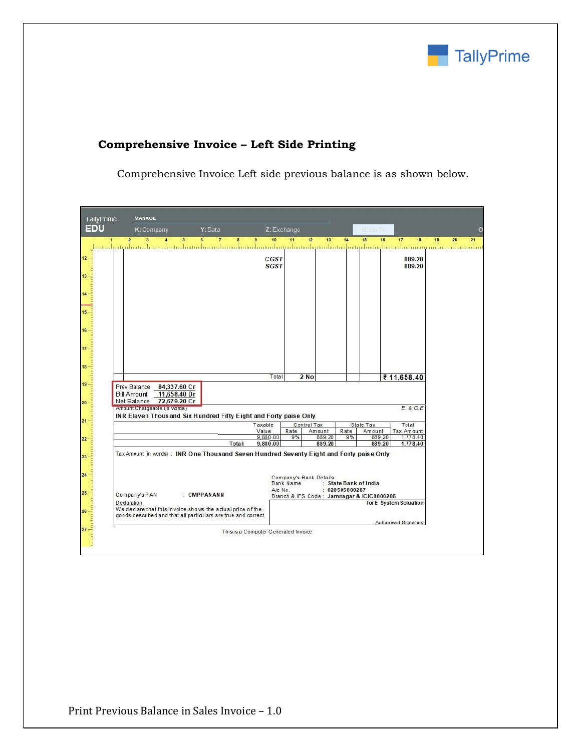## Comprehensive Invoice – Left Side Printing

Comprehensive Invoice Left side previous balance is as shown below.

TallyPrime EDU

MANAGE

K: Company   Y: Data   Z: Exchange

| | CGST | | | | | 889.20 |
|---|---|---|---|---|---|---|
| | SGST | | | | | 889.20 |
| | Total | 2 No | | | | ₹ 11,658.40 |

| | |
|---|---|
| Prev Balance | 84,337.60 Cr |
| Bill Amount | 11,658.40 Dr |
| Net Balance | 72,679.20 Cr |

Amount Chargeable (in words)   E. & O.E

INR Eleven Thousand Six Hundred Fifty Eight and Forty paise Only

| Taxable Value | Central Tax Rate | Central Tax Amount | State Tax Rate | State Tax Amount | Total Tax Amount |
|---|---|---|---|---|---|
| 9,880.00 | 9% | 889.20 | 9% | 889.20 | 1,778.40 |
| Total: 9,880.00 | | 889.20 | | 889.20 | 1,778.40 |

Tax Amount (in words) : INR One Thousand Seven Hundred Seventy Eight and Forty paise Only

Company's Bank Details
Bank Name : State Bank of India
A/c No. : 020505000287
Branch & IFS Code : Jamnagar & ICIC0000205

Company's PAN : CMPPANANII

Declaration
We declare that this invoice shows the actual price of the goods described and that all particulars are true and correct.

for E System Soluation

Authorised Signatory

This is a Computer Generated Invoice

Print Previous Balance in Sales Invoice – 1.0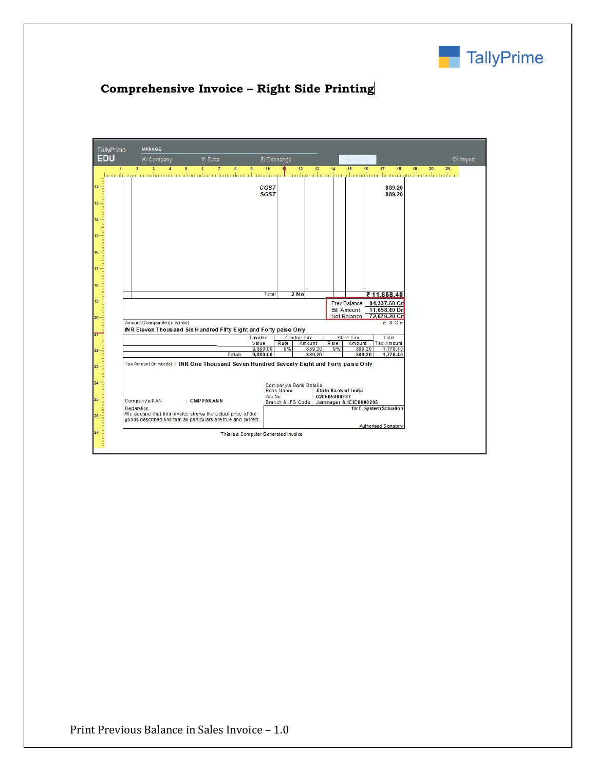## Comprehensive Invoice – Right Side Printing

TallyPrime EDU

MANAGE

K: Company Y: Data Z: Exchange G: Go To O: Import

| | | | | | |
|---|---|---|---|---|---|
| CGST | | | | | 889.20 |
| SGST | | | | | 889.20 |
| Total | 2 No | | | | ₹ 11,658.40 |

| | |
|---|---|
| Prev Balance | 84,337.60 Cr |
| Bill Amount | 11,658.40 Dr |
| Net Balance | 72,679.20 Cr |

Amount Chargeable (in words)

E. & O.E

INR Eleven Thousand Six Hundred Fifty Eight and Forty paise Only

| Taxable Value | Central Tax | | State Tax | | Total |
|---|---|---|---|---|---|
| | Rate | Amount | Rate | Amount | Tax Amount |
| 9,880.00 | 9% | 889.20 | 9% | 889.20 | 1,778.40 |
| Total: 9,880.00 | | 889.20 | | 889.20 | 1,778.40 |

Tax Amount (in words) : INR One Thousand Seven Hundred Seventy Eight and Forty paise Only

Company's Bank Details
Bank Name : State Bank of India
A/c No. : 020505000287
Branch & IFS Code : Jamnagar & ICIC0000205

Company's PAN : CMPPANANN

Declaration
We declare that this invoice shows the actual price of the goods described and that all particulars are true and correct.

for E System Soluation

Authorised Signatory

This is a Computer Generated Invoice

Print Previous Balance in Sales Invoice – 1.0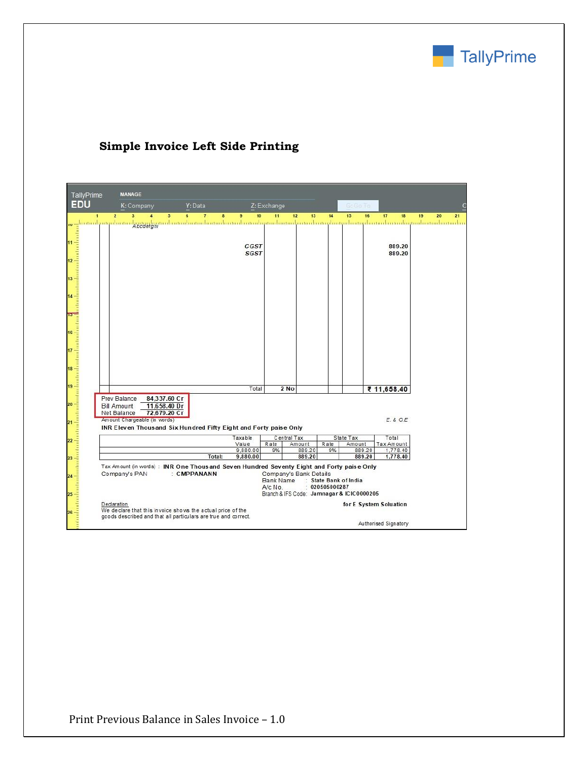TallyPrime

## Simple Invoice Left Side Printing

TallyPrime EDU

MANAGE

K: Company Y: Data Z: Exchange G: Go To

Abcdefghi

CGST 889.20

SGST 889.20

Total 2 No ₹ 11,658.40

| | | |
|---|---|---|
| Prev Balance | 84,337.60 Cr |
| Bill Amount | 11,658.40 Dr |
| Net Balance | 72,679.20 Cr |

Amount Chargeable (in words) E. & O.E

INR Eleven Thousand Six Hundred Fifty Eight and Forty paise Only

| Taxable Value | Central Tax | | State Tax | | Total Tax Amount |
|---|---|---|---|---|---|
| | Rate | Amount | Rate | Amount | |
| 9,880.00 | 9% | 889.20 | 9% | 889.20 | 1,778.40 |
| Total: 9,880.00 | | 889.20 | | 889.20 | 1,778.40 |

Tax Amount (in words) : INR One Thousand Seven Hundred Seventy Eight and Forty paise Only

Company's PAN : CMPPANANN

Company's Bank Details
Bank Name : State Bank of India
A/c No. : 020505000287
Branch & IFS Code: Jamnagar & ICIC0000205

Declaration
We declare that this invoice shows the actual price of the goods described and that all particulars are true and correct.

for E System Soluation

Authorised Signatory

Print Previous Balance in Sales Invoice – 1.0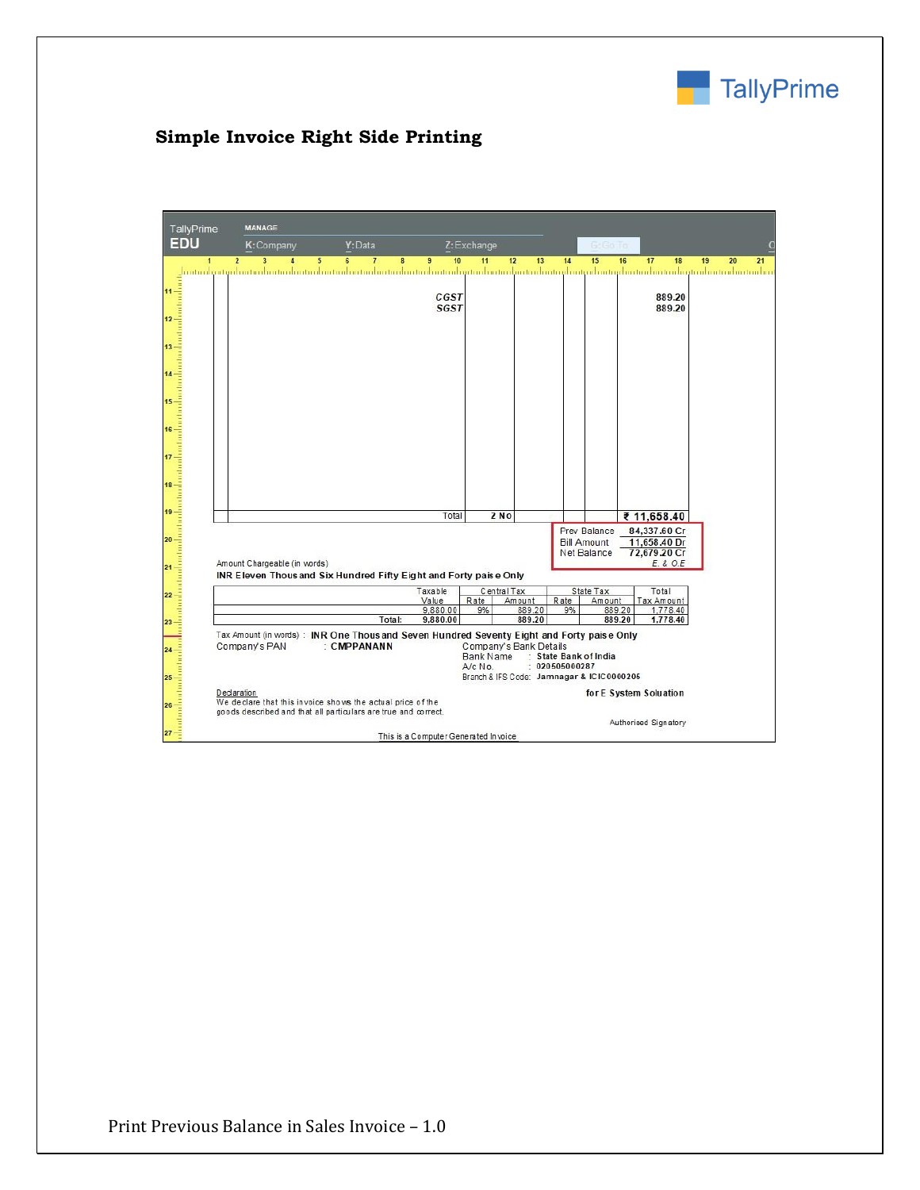TallyPrime

**Simple Invoice Right Side Printing**

TallyPrime EDU

MANAGE

K:Company Y:Data Z:Exchange G:Go To

CGST 889.20
SGST 889.20

Total 2 No ₹ 11,658.40

| | |
|---|---|
| Prev Balance | 84,337.60 Cr |
| Bill Amount | 11,658.40 Dr |
| Net Balance | 72,679.20 Cr |

E. & O.E

Amount Chargeable (in words)
**INR Eleven Thousand Six Hundred Fifty Eight and Forty paise Only**

| Taxable Value | Central Tax | | State Tax | | Total Tax Amount |
|---|---|---|---|---|---|
| | Rate | Amount | Rate | Amount | |
| 9,880.00 | 9% | 889.20 | 9% | 889.20 | 1,778.40 |
| Total: 9,880.00 | | 889.20 | | 889.20 | 1,778.40 |

Tax Amount (in words) : **INR One Thousand Seven Hundred Seventy Eight and Forty paise Only**

Company's PAN : **CMPPANANN**

Company's Bank Details
Bank Name : **State Bank of India**
A/c No. : **020505000287**
Branch & IFS Code: **Jamnagar & ICIC0000205**

Declaration
We declare that this invoice shows the actual price of the goods described and that all particulars are true and correct.

**for E System Soluation**

Authorised Signatory

This is a Computer Generated Invoice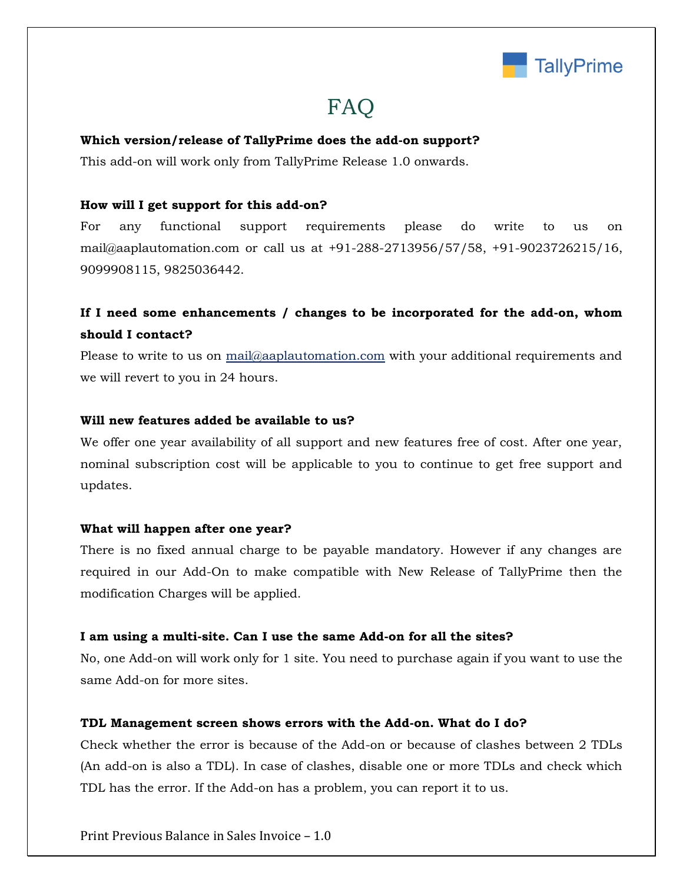# FAQ

**Which version/release of TallyPrime does the add-on support?**

This add-on will work only from TallyPrime Release 1.0 onwards.

**How will I get support for this add-on?**

For any functional support requirements please do write to us on mail@aaplautomation.com or call us at +91-288-2713956/57/58, +91-9023726215/16, 9099908115, 9825036442.

**If I need some enhancements / changes to be incorporated for the add-on, whom should I contact?**

Please to write to us on mail@aaplautomation.com with your additional requirements and we will revert to you in 24 hours.

**Will new features added be available to us?**

We offer one year availability of all support and new features free of cost. After one year, nominal subscription cost will be applicable to you to continue to get free support and updates.

**What will happen after one year?**

There is no fixed annual charge to be payable mandatory. However if any changes are required in our Add-On to make compatible with New Release of TallyPrime then the modification Charges will be applied.

**I am using a multi-site. Can I use the same Add-on for all the sites?**

No, one Add-on will work only for 1 site. You need to purchase again if you want to use the same Add-on for more sites.

**TDL Management screen shows errors with the Add-on. What do I do?**

Check whether the error is because of the Add-on or because of clashes between 2 TDLs (An add-on is also a TDL). In case of clashes, disable one or more TDLs and check which TDL has the error. If the Add-on has a problem, you can report it to us.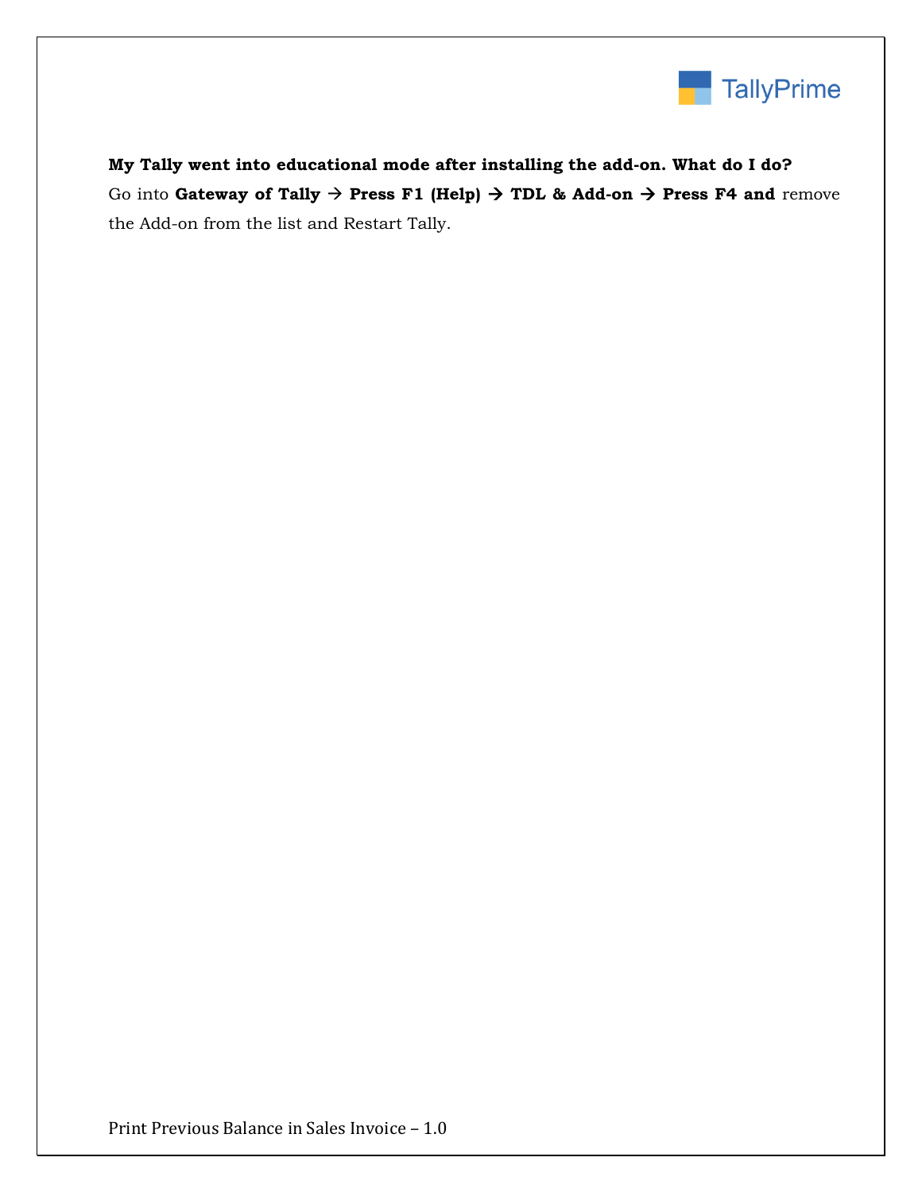**My Tally went into educational mode after installing the add-on. What do I do?**

Go into **Gateway of Tally → Press F1 (Help) → TDL & Add-on → Press F4 and** remove the Add-on from the list and Restart Tally.